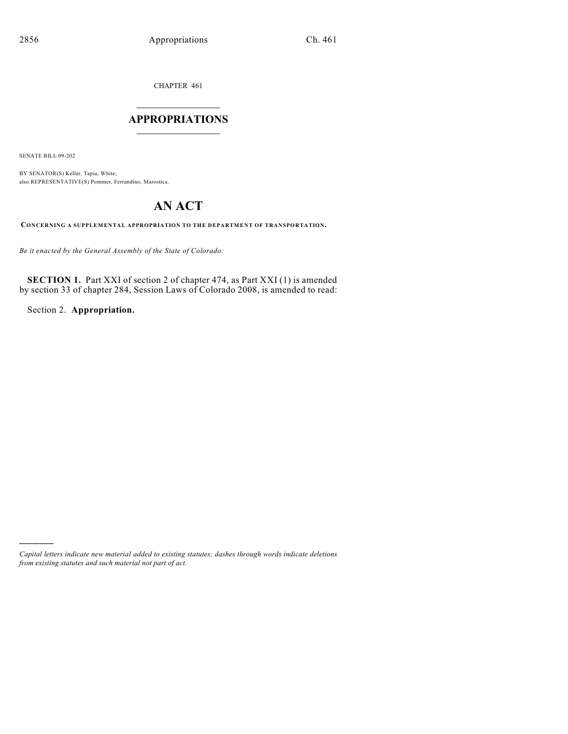CHAPTER 461

# APPROPRIATIONS

SENATE BILL 09-202

BY SENATOR(S) Keller, Tapia, White;
also REPRESENTATIVE(S) Pommer, Ferrandino, Marostica.

# AN ACT

**CONCERNING A SUPPLEMENTAL APPROPRIATION TO THE DEPARTMENT OF TRANSPORTATION.**

*Be it enacted by the General Assembly of the State of Colorado:*

**SECTION 1.** Part XXI of section 2 of chapter 474, as Part XXI (1) is amended by section 33 of chapter 284, Session Laws of Colorado 2008, is amended to read:

Section 2. **Appropriation.**

---

*Capital letters indicate new material added to existing statutes; dashes through words indicate deletions from existing statutes and such material not part of act.*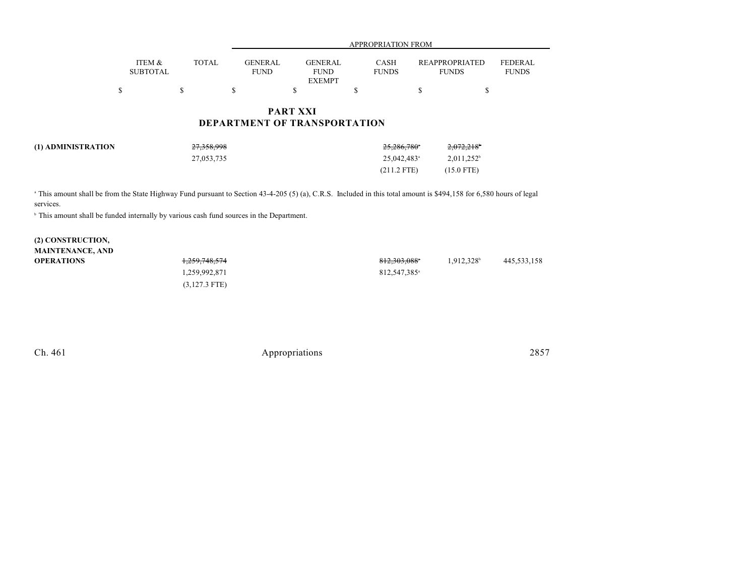| | ITEM & SUBTOTAL | TOTAL | GENERAL FUND | GENERAL FUND EXEMPT | CASH FUNDS | REAPPROPRIATED FUNDS | FEDERAL FUNDS |
|---|---|---|---|---|---|---|---|
| | | | APPROPRIATION FROM | | | | |
| | $ | $ | $ | $ | $ | $ | $ |

## PART XXI
## DEPARTMENT OF TRANSPORTATION

| | ITEM & SUBTOTAL | TOTAL | GENERAL FUND | GENERAL FUND EXEMPT | CASH FUNDS | REAPPROPRIATED FUNDS | FEDERAL FUNDS |
|---|---|---|---|---|---|---|---|
| **(1) ADMINISTRATION** | | ~~27,358,998~~ | | | ~~25,286,780~~[a] | ~~2,072,218~~[b] | |
| | | 27,053,735 | | | 25,042,483[a] | 2,011,252[b] | |
| | | | | | (211.2 FTE) | (15.0 FTE) | |

[a] This amount shall be from the State Highway Fund pursuant to Section 43-4-205 (5) (a), C.R.S. Included in this total amount is $494,158 for 6,580 hours of legal services.

[b] This amount shall be funded internally by various cash fund sources in the Department.

| | ITEM & SUBTOTAL | TOTAL | GENERAL FUND | GENERAL FUND EXEMPT | CASH FUNDS | REAPPROPRIATED FUNDS | FEDERAL FUNDS |
|---|---|---|---|---|---|---|---|
| **(2) CONSTRUCTION, MAINTENANCE, AND OPERATIONS** | | ~~1,259,748,574~~ | | | ~~812,303,088~~[a] | 1,912,328[b] | 445,533,158 |
| | | 1,259,992,871 | | | 812,547,385[a] | | |
| | | (3,127.3 FTE) | | | | | |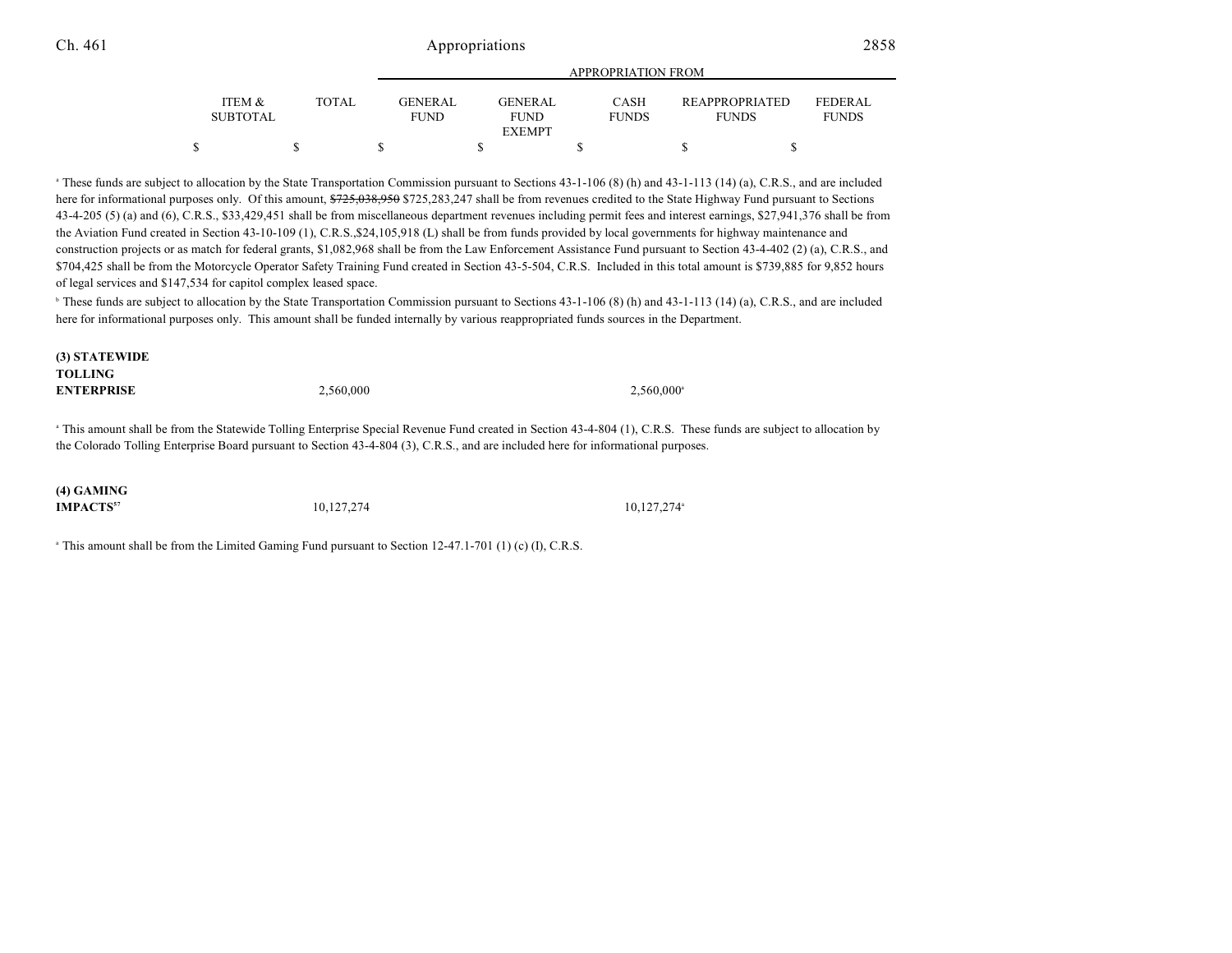| | ITEM & SUBTOTAL | TOTAL | GENERAL FUND | GENERAL FUND EXEMPT | CASH FUNDS | REAPPROPRIATED FUNDS | FEDERAL FUNDS |
|---|---|---|---|---|---|---|---|
| | $ | $ | $ | $ | $ | $ | $ |

[a] These funds are subject to allocation by the State Transportation Commission pursuant to Sections 43-1-106 (8) (h) and 43-1-113 (14) (a), C.R.S., and are included here for informational purposes only. Of this amount, ~~$725,038,950~~ $725,283,247 shall be from revenues credited to the State Highway Fund pursuant to Sections 43-4-205 (5) (a) and (6), C.R.S., $33,429,451 shall be from miscellaneous department revenues including permit fees and interest earnings, $27,941,376 shall be from the Aviation Fund created in Section 43-10-109 (1), C.R.S.,$24,105,918 (L) shall be from funds provided by local governments for highway maintenance and construction projects or as match for federal grants, $1,082,968 shall be from the Law Enforcement Assistance Fund pursuant to Section 43-4-402 (2) (a), C.R.S., and $704,425 shall be from the Motorcycle Operator Safety Training Fund created in Section 43-5-504, C.R.S. Included in this total amount is $739,885 for 9,852 hours of legal services and $147,534 for capitol complex leased space.

[b] These funds are subject to allocation by the State Transportation Commission pursuant to Sections 43-1-106 (8) (h) and 43-1-113 (14) (a), C.R.S., and are included here for informational purposes only. This amount shall be funded internally by various reappropriated funds sources in the Department.

| | ITEM & SUBTOTAL | TOTAL | GENERAL FUND | GENERAL FUND EXEMPT | CASH FUNDS | REAPPROPRIATED FUNDS | FEDERAL FUNDS |
|---|---|---|---|---|---|---|---|
| **(3) STATEWIDE TOLLING ENTERPRISE** | | 2,560,000 | | | 2,560,000[a] | | |

[a] This amount shall be from the Statewide Tolling Enterprise Special Revenue Fund created in Section 43-4-804 (1), C.R.S. These funds are subject to allocation by the Colorado Tolling Enterprise Board pursuant to Section 43-4-804 (3), C.R.S., and are included here for informational purposes.

| | ITEM & SUBTOTAL | TOTAL | GENERAL FUND | GENERAL FUND EXEMPT | CASH FUNDS | REAPPROPRIATED FUNDS | FEDERAL FUNDS |
|---|---|---|---|---|---|---|---|
| **(4) GAMING IMPACTS**[57] | | 10,127,274 | | | 10,127,274[a] | | |

[a] This amount shall be from the Limited Gaming Fund pursuant to Section 12-47.1-701 (1) (c) (I), C.R.S.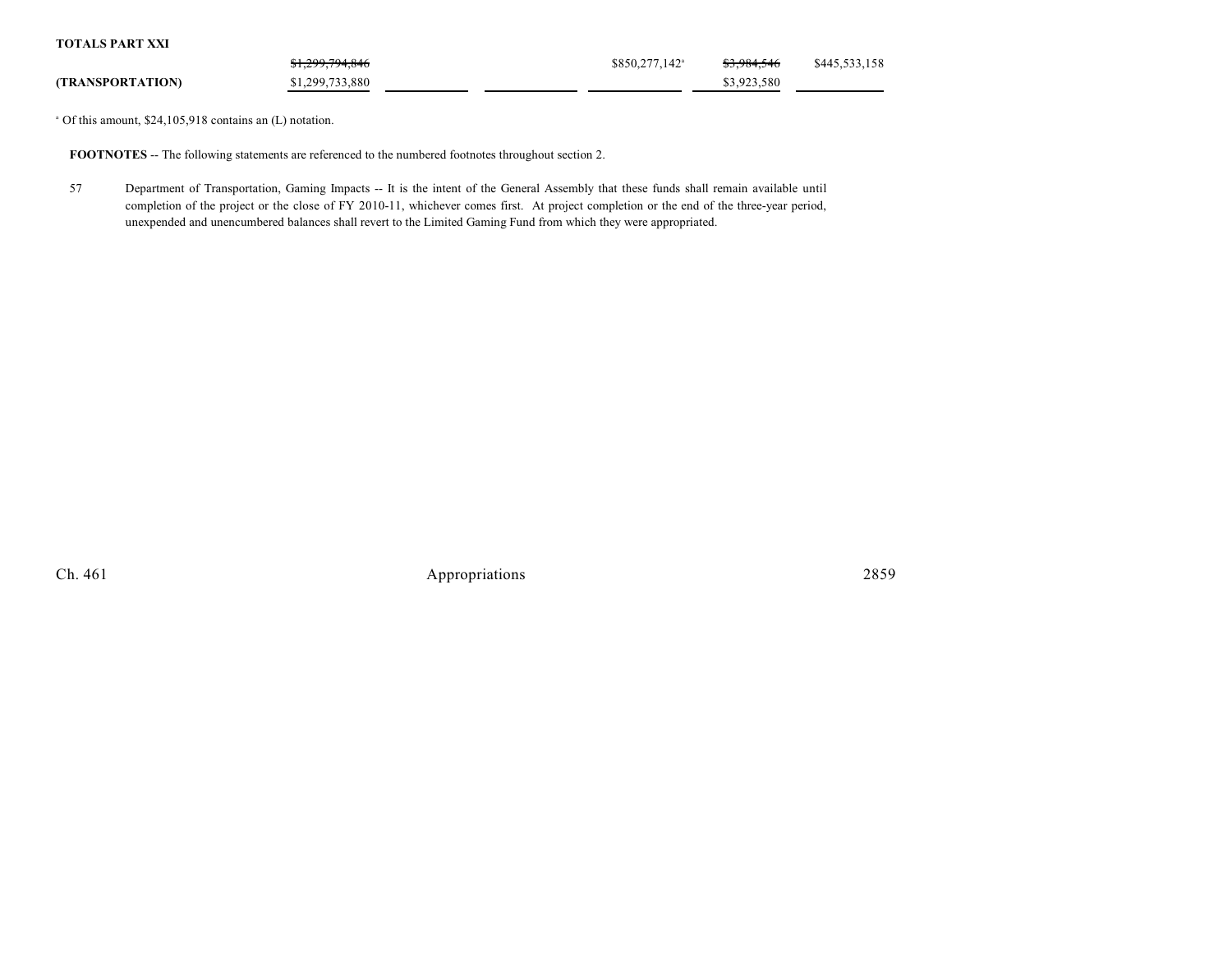| TOTALS PART XXI | | | | | | |
|---|---|---|---|---|---|---|
| (TRANSPORTATION) | ~~$1,299,794,846~~ $1,299,733,880 | | | $850,277,142[a] | ~~$3,984,546~~ $3,923,580 | $445,533,158 |

[a] Of this amount, $24,105,918 contains an (L) notation.

**FOOTNOTES** -- The following statements are referenced to the numbered footnotes throughout section 2.

57 Department of Transportation, Gaming Impacts -- It is the intent of the General Assembly that these funds shall remain available until completion of the project or the close of FY 2010-11, whichever comes first. At project completion or the end of the three-year period, unexpended and unencumbered balances shall revert to the Limited Gaming Fund from which they were appropriated.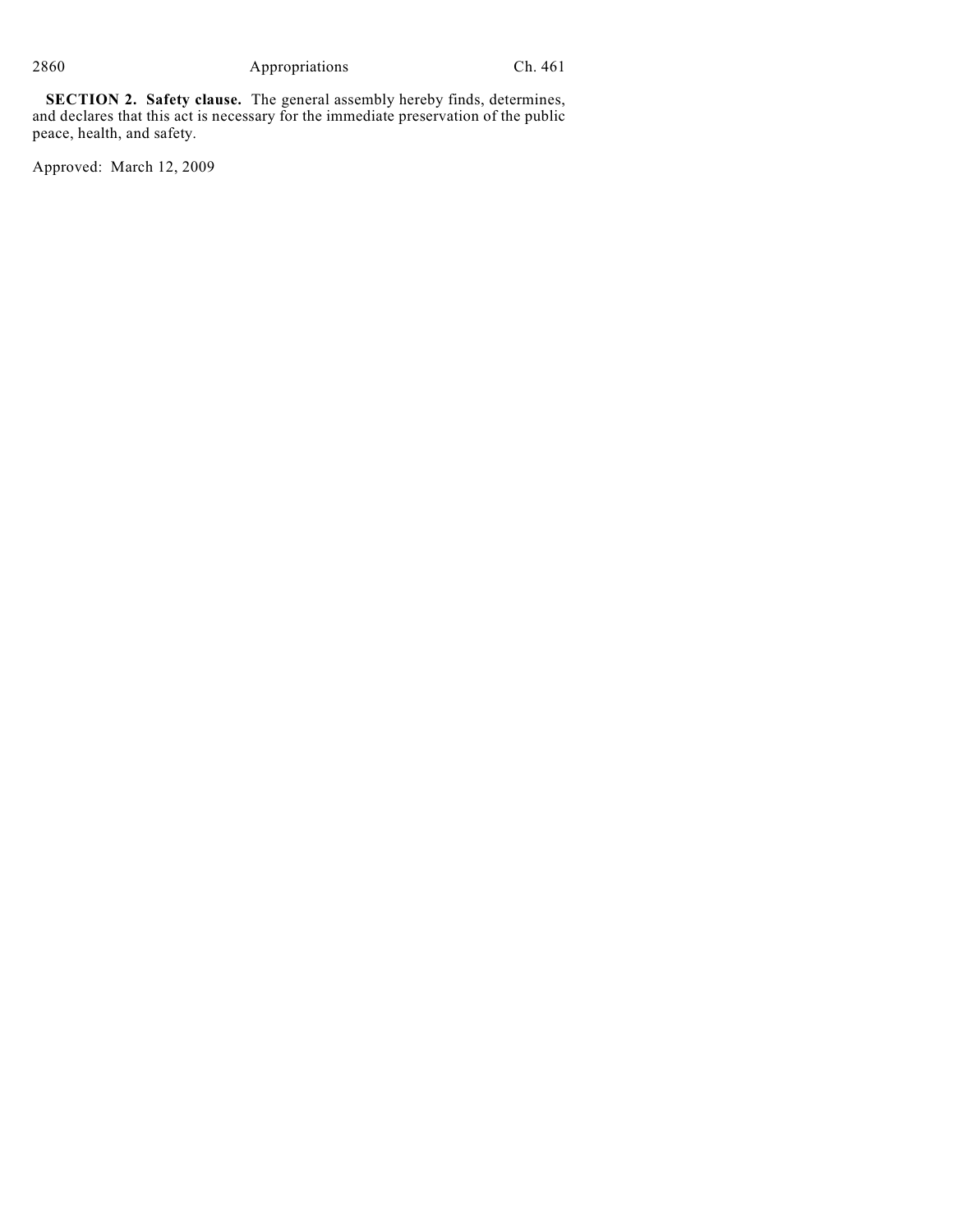**SECTION 2. Safety clause.** The general assembly hereby finds, determines, and declares that this act is necessary for the immediate preservation of the public peace, health, and safety.

Approved: March 12, 2009